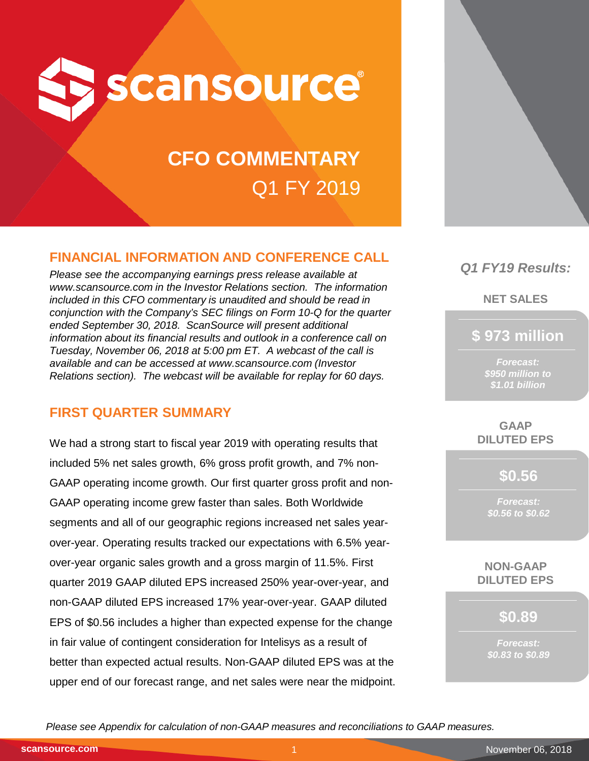# scansource

## CFO COMMENTARY

## Q1 FY 2019

### FINANCIAL INFORMATION AND CONFERENCE CALL

*Please see the accompanying earnings press release available at www.scansource.com in the Investor Relations section. The information included in this CFO commentary is unaudited and should be read in conjunction with the Company's SEC filings on Form 10-Q for the quarter ended September 30, 2018. ScanSource will present additional information about its financial results and outlook in a conference call on Tuesday, November 06, 2018 at 5:00 pm ET. A webcast of the call is available and can be accessed at www.scansource.com (Investor Relations section). The webcast will be available for replay for 60 days.*

### FIRST QUARTER SUMMARY

We had a strong start to fiscal year 2019 with operating results that included 5% net sales growth, 6% gross profit growth, and 7% non-GAAP operating income growth. Our first quarter gross profit and non-GAAP operating income grew faster than sales. Both Worldwide segments and all of our geographic regions increased net sales year-over-year. Operating results tracked our expectations with 6.5% year-over-year organic sales growth and a gross margin of 11.5%. First quarter 2019 GAAP diluted EPS increased 250% year-over-year, and non-GAAP diluted EPS increased 17% year-over-year. GAAP diluted EPS of $0.56 includes a higher than expected expense for the change in fair value of contingent consideration for Intelisys as a result of better than expected actual results. Non-GAAP diluted EPS was at the upper end of our forecast range, and net sales were near the midpoint.

*Q1 FY19 Results:*

**NET SALES**

**$ 973 million**

*Forecast: $950 million to $1.01 billion*

**GAAP DILUTED EPS**

**$0.56**

*Forecast: $0.56 to $0.62*

**NON-GAAP DILUTED EPS**

**$0.89**

*Forecast: $0.83 to $0.89*

*Please see Appendix for calculation of non-GAAP measures and reconciliations to GAAP measures.*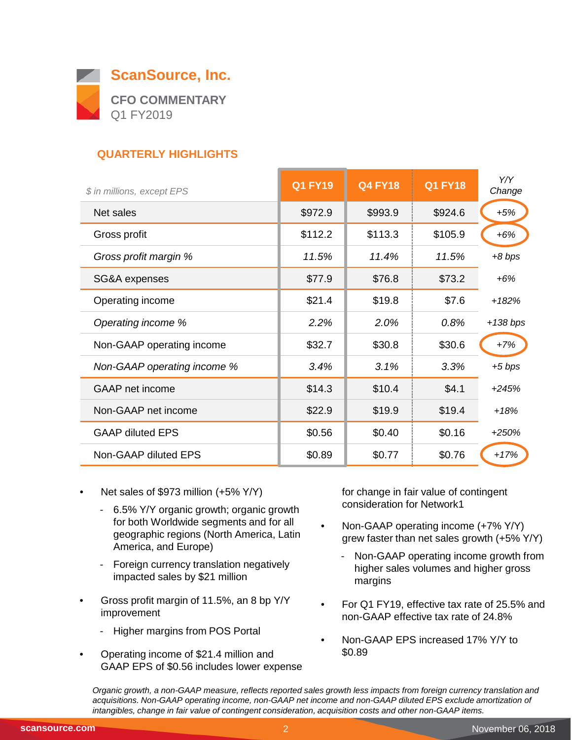# ScanSource, Inc.

**CFO COMMENTARY**
Q1 FY2019

## QUARTERLY HIGHLIGHTS

| *$ in millions, except EPS* | Q1 FY19 | Q4 FY18 | Q1 FY18 | Y/Y Change |
|---|---|---|---|---|
| Net sales | $972.9 | $993.9 | $924.6 | *+5%* |
| Gross profit | $112.2 | $113.3 | $105.9 | *+6%* |
| *Gross profit margin %* | *11.5%* | *11.4%* | *11.5%* | *+8 bps* |
| SG&A expenses | $77.9 | $76.8 | $73.2 | *+6%* |
| Operating income | $21.4 | $19.8 | $7.6 | *+182%* |
| *Operating income %* | *2.2%* | *2.0%* | *0.8%* | *+138 bps* |
| Non-GAAP operating income | $32.7 | $30.8 | $30.6 | *+7%* |
| *Non-GAAP operating income %* | *3.4%* | *3.1%* | *3.3%* | *+5 bps* |
| GAAP net income | $14.3 | $10.4 | $4.1 | *+245%* |
| Non-GAAP net income | $22.9 | $19.9 | $19.4 | *+18%* |
| GAAP diluted EPS | $0.56 | $0.40 | $0.16 | *+250%* |
| Non-GAAP diluted EPS | $0.89 | $0.77 | $0.76 | *+17%* |

- Net sales of $973 million (+5% Y/Y)
  - 6.5% Y/Y organic growth; organic growth for both Worldwide segments and for all geographic regions (North America, Latin America, and Europe)
  - Foreign currency translation negatively impacted sales by $21 million
- Gross profit margin of 11.5%, an 8 bp Y/Y improvement
  - Higher margins from POS Portal
- Operating income of $21.4 million and GAAP EPS of $0.56 includes lower expense for change in fair value of contingent consideration for Network1
- Non-GAAP operating income (+7% Y/Y) grew faster than net sales growth (+5% Y/Y)
  - Non-GAAP operating income growth from higher sales volumes and higher gross margins
- For Q1 FY19, effective tax rate of 25.5% and non-GAAP effective tax rate of 24.8%
- Non-GAAP EPS increased 17% Y/Y to $0.89

*Organic growth, a non-GAAP measure, reflects reported sales growth less impacts from foreign currency translation and acquisitions. Non-GAAP operating income, non-GAAP net income and non-GAAP diluted EPS exclude amortization of intangibles, change in fair value of contingent consideration, acquisition costs and other non-GAAP items.*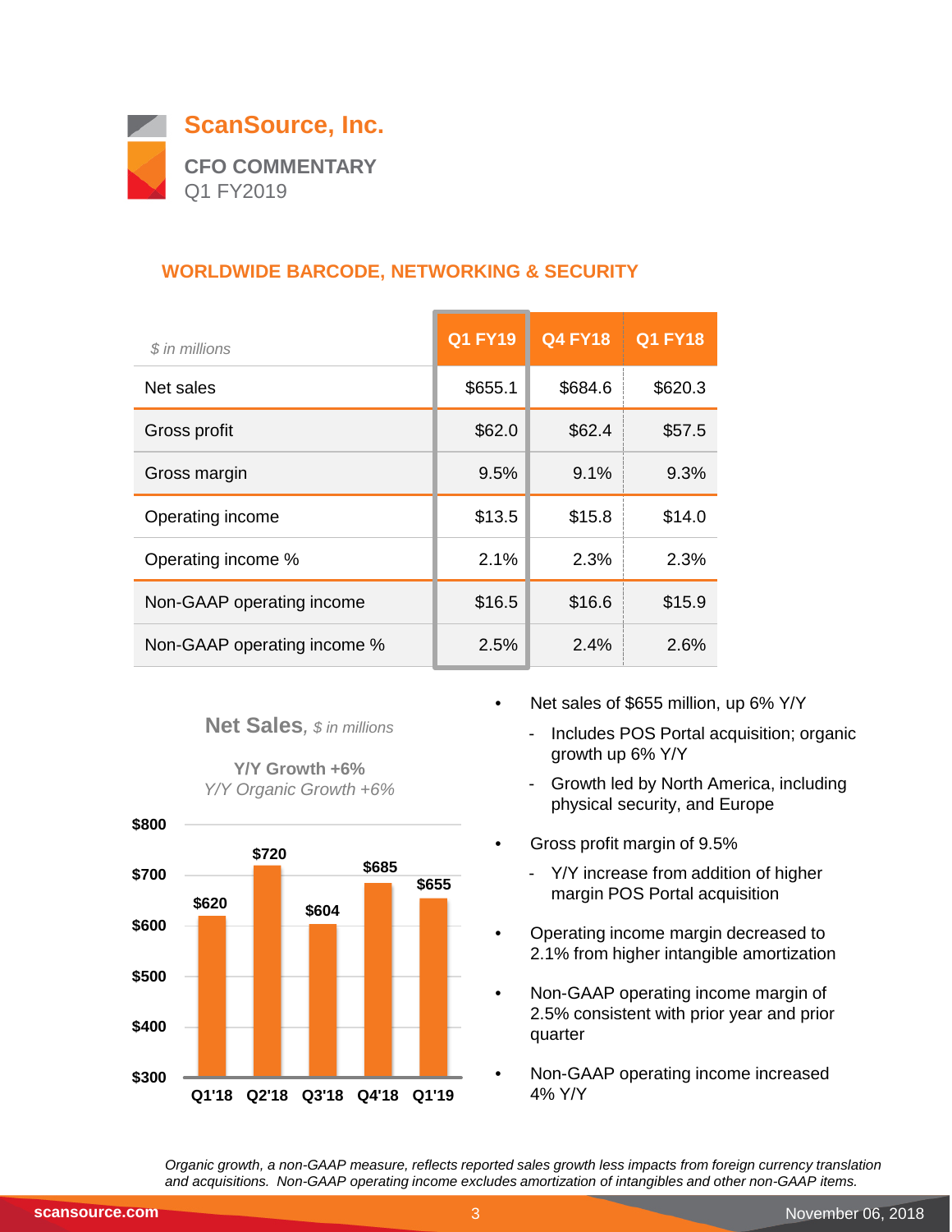# ScanSource, Inc.

## CFO COMMENTARY

Q1 FY2019

### WORLDWIDE BARCODE, NETWORKING & SECURITY

| *$ in millions* | Q1 FY19 | Q4 FY18 | Q1 FY18 |
|---|---|---|---|
| Net sales | $655.1 | $684.6 | $620.3 |
| Gross profit | $62.0 | $62.4 | $57.5 |
| Gross margin | 9.5% | 9.1% | 9.3% |
| Operating income | $13.5 | $15.8 | $14.0 |
| Operating income % | 2.1% | 2.3% | 2.3% |
| Non-GAAP operating income | $16.5 | $16.6 | $15.9 |
| Non-GAAP operating income % | 2.5% | 2.4% | 2.6% |

**Net Sales**, *$ in millions*

**Y/Y Growth +6%**

*Y/Y Organic Growth +6%*

| Quarter | Net Sales |
|---|---|
| Q1'18 | $620 |
| Q2'18 | $720 |
| Q3'18 | $604 |
| Q4'18 | $685 |
| Q1'19 | $655 |

- Net sales of $655 million, up 6% Y/Y
  - Includes POS Portal acquisition; organic growth up 6% Y/Y
  - Growth led by North America, including physical security, and Europe
- Gross profit margin of 9.5%
  - Y/Y increase from addition of higher margin POS Portal acquisition
- Operating income margin decreased to 2.1% from higher intangible amortization
- Non-GAAP operating income margin of 2.5% consistent with prior year and prior quarter
- Non-GAAP operating income increased 4% Y/Y

*Organic growth, a non-GAAP measure, reflects reported sales growth less impacts from foreign currency translation and acquisitions. Non-GAAP operating income excludes amortization of intangibles and other non-GAAP items.*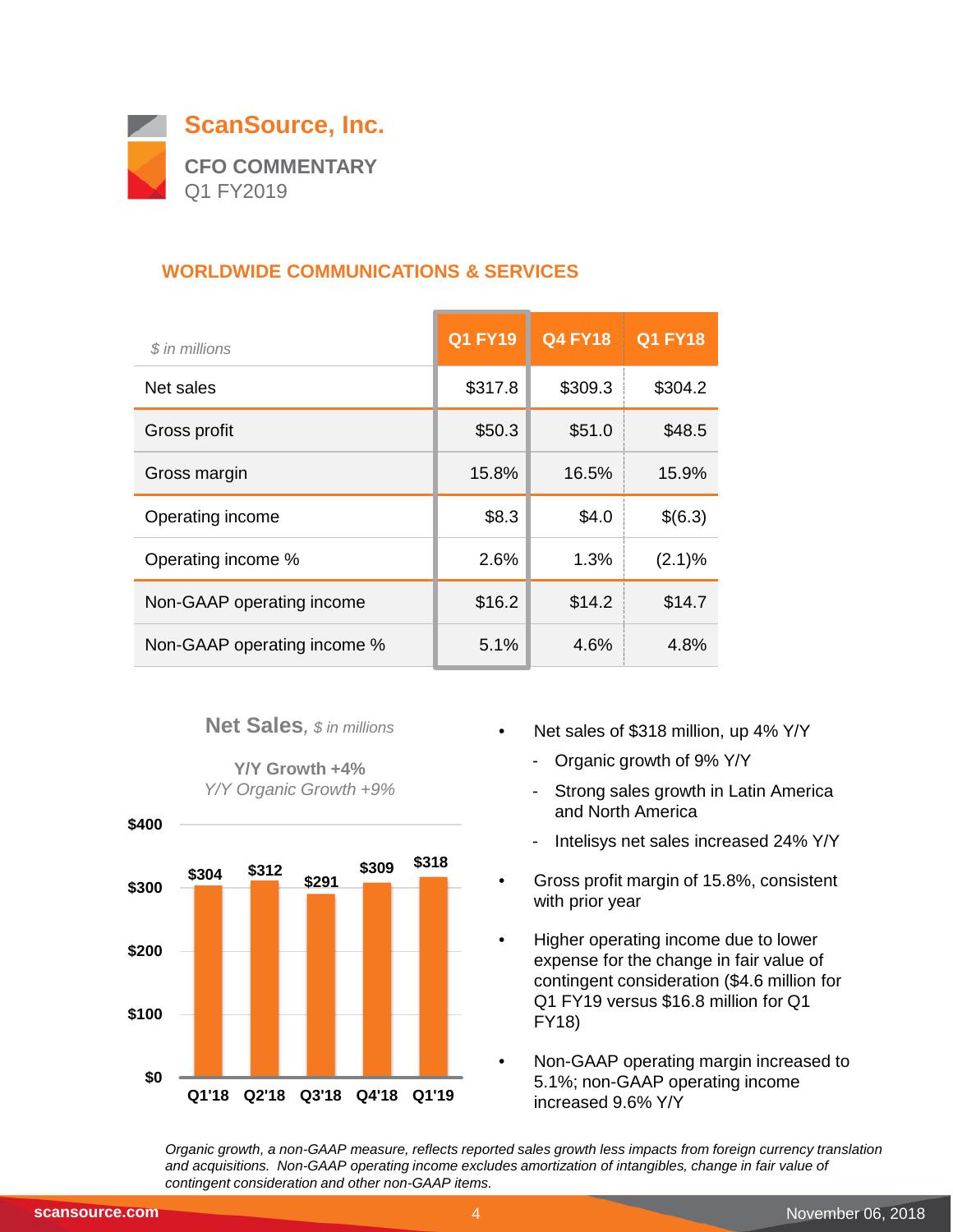# ScanSource, Inc.

**CFO COMMENTARY**
Q1 FY2019

## WORLDWIDE COMMUNICATIONS & SERVICES

| *$ in millions* | Q1 FY19 | Q4 FY18 | Q1 FY18 |
|---|---|---|---|
| Net sales | $317.8 | $309.3 | $304.2 |
| Gross profit | $50.3 | $51.0 | $48.5 |
| Gross margin | 15.8% | 16.5% | 15.9% |
| Operating income | $8.3 | $4.0 | $(6.3) |
| Operating income % | 2.6% | 1.3% | (2.1)% |
| Non-GAAP operating income | $16.2 | $14.2 | $14.7 |
| Non-GAAP operating income % | 5.1% | 4.6% | 4.8% |

**Net Sales**, *$ in millions*

**Y/Y Growth +4%**
*Y/Y Organic Growth +9%*

| Quarter | Net Sales |
|---|---|
| Q1'18 | $304 |
| Q2'18 | $312 |
| Q3'18 | $291 |
| Q4'18 | $309 |
| Q1'19 | $318 |

- Net sales of $318 million, up 4% Y/Y
  - Organic growth of 9% Y/Y
  - Strong sales growth in Latin America and North America
  - Intelisys net sales increased 24% Y/Y
- Gross profit margin of 15.8%, consistent with prior year
- Higher operating income due to lower expense for the change in fair value of contingent consideration ($4.6 million for Q1 FY19 versus $16.8 million for Q1 FY18)
- Non-GAAP operating margin increased to 5.1%; non-GAAP operating income increased 9.6% Y/Y

*Organic growth, a non-GAAP measure, reflects reported sales growth less impacts from foreign currency translation and acquisitions. Non-GAAP operating income excludes amortization of intangibles, change in fair value of contingent consideration and other non-GAAP items.*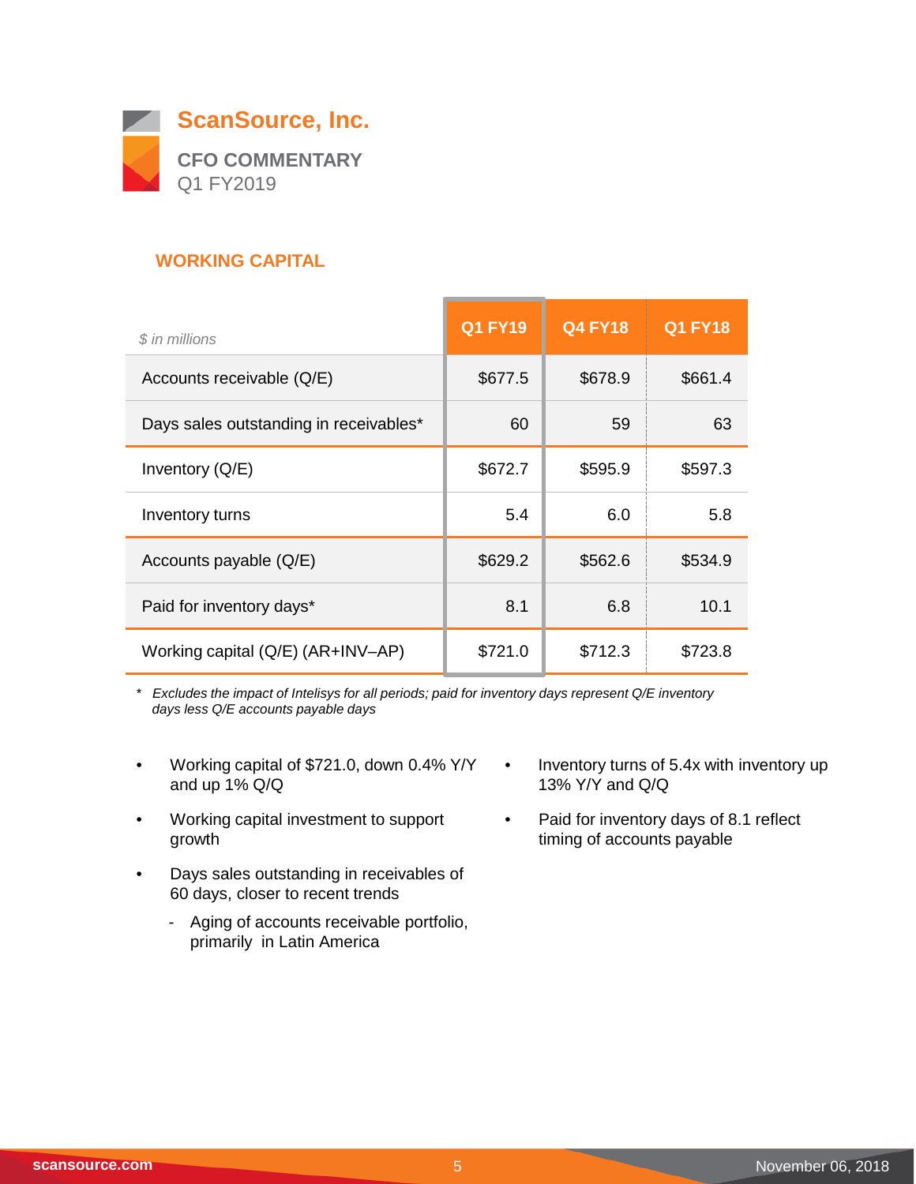# ScanSource, Inc.

**CFO COMMENTARY**
Q1 FY2019

## WORKING CAPITAL

| *$ in millions* | Q1 FY19 | Q4 FY18 | Q1 FY18 |
|---|---|---|---|
| Accounts receivable (Q/E) | $677.5 | $678.9 | $661.4 |
| Days sales outstanding in receivables* | 60 | 59 | 63 |
| Inventory (Q/E) | $672.7 | $595.9 | $597.3 |
| Inventory turns | 5.4 | 6.0 | 5.8 |
| Accounts payable (Q/E) | $629.2 | $562.6 | $534.9 |
| Paid for inventory days* | 8.1 | 6.8 | 10.1 |
| Working capital (Q/E) (AR+INV–AP) | $721.0 | $712.3 | $723.8 |

\* *Excludes the impact of Intelisys for all periods; paid for inventory days represent Q/E inventory days less Q/E accounts payable days*

- Working capital of $721.0, down 0.4% Y/Y and up 1% Q/Q
- Working capital investment to support growth
- Days sales outstanding in receivables of 60 days, closer to recent trends
  - Aging of accounts receivable portfolio, primarily in Latin America
- Inventory turns of 5.4x with inventory up 13% Y/Y and Q/Q
- Paid for inventory days of 8.1 reflect timing of accounts payable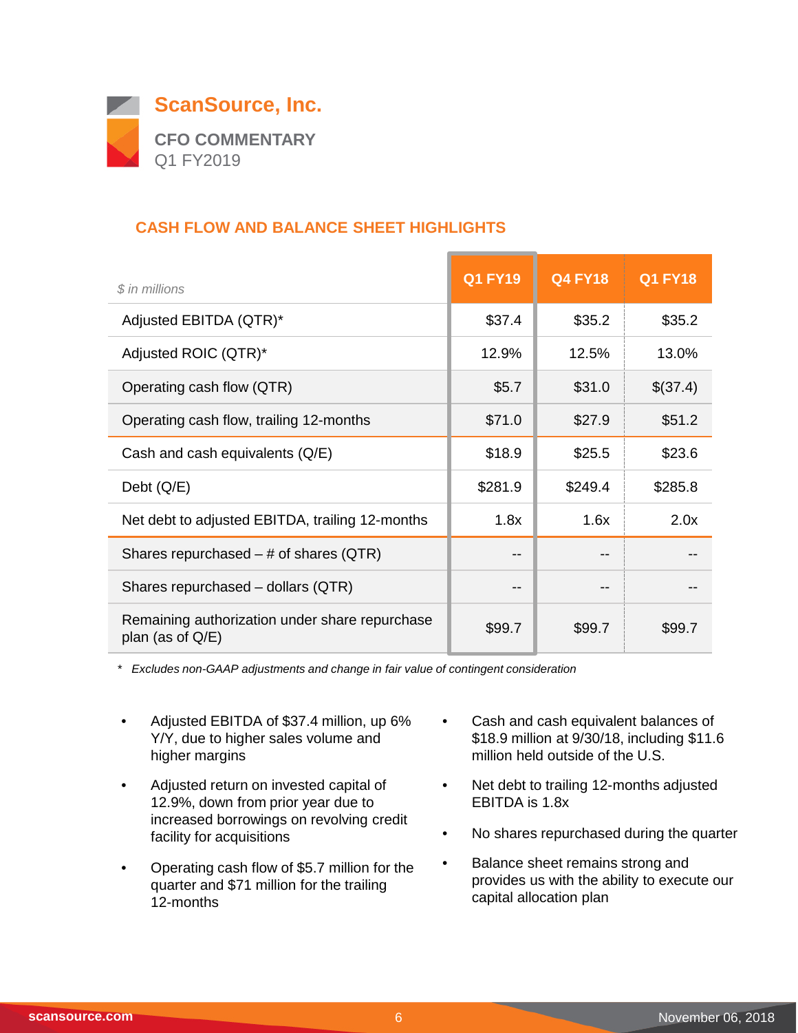# ScanSource, Inc.

## CFO COMMENTARY

Q1 FY2019

### CASH FLOW AND BALANCE SHEET HIGHLIGHTS

| $ in millions | Q1 FY19 | Q4 FY18 | Q1 FY18 |
|---|---|---|---|
| Adjusted EBITDA (QTR)* | $37.4 | $35.2 | $35.2 |
| Adjusted ROIC (QTR)* | 12.9% | 12.5% | 13.0% |
| Operating cash flow (QTR) | $5.7 | $31.0 | $(37.4) |
| Operating cash flow, trailing 12-months | $71.0 | $27.9 | $51.2 |
| Cash and cash equivalents (Q/E) | $18.9 | $25.5 | $23.6 |
| Debt (Q/E) | $281.9 | $249.4 | $285.8 |
| Net debt to adjusted EBITDA, trailing 12-months | 1.8x | 1.6x | 2.0x |
| Shares repurchased – # of shares (QTR) | -- | -- | -- |
| Shares repurchased – dollars (QTR) | -- | -- | -- |
| Remaining authorization under share repurchase plan (as of Q/E) | $99.7 | $99.7 | $99.7 |

*\* Excludes non-GAAP adjustments and change in fair value of contingent consideration*

- Adjusted EBITDA of $37.4 million, up 6% Y/Y, due to higher sales volume and higher margins
- Adjusted return on invested capital of 12.9%, down from prior year due to increased borrowings on revolving credit facility for acquisitions
- Operating cash flow of $5.7 million for the quarter and $71 million for the trailing 12-months
- Cash and cash equivalent balances of $18.9 million at 9/30/18, including $11.6 million held outside of the U.S.
- Net debt to trailing 12-months adjusted EBITDA is 1.8x
- No shares repurchased during the quarter
- Balance sheet remains strong and provides us with the ability to execute our capital allocation plan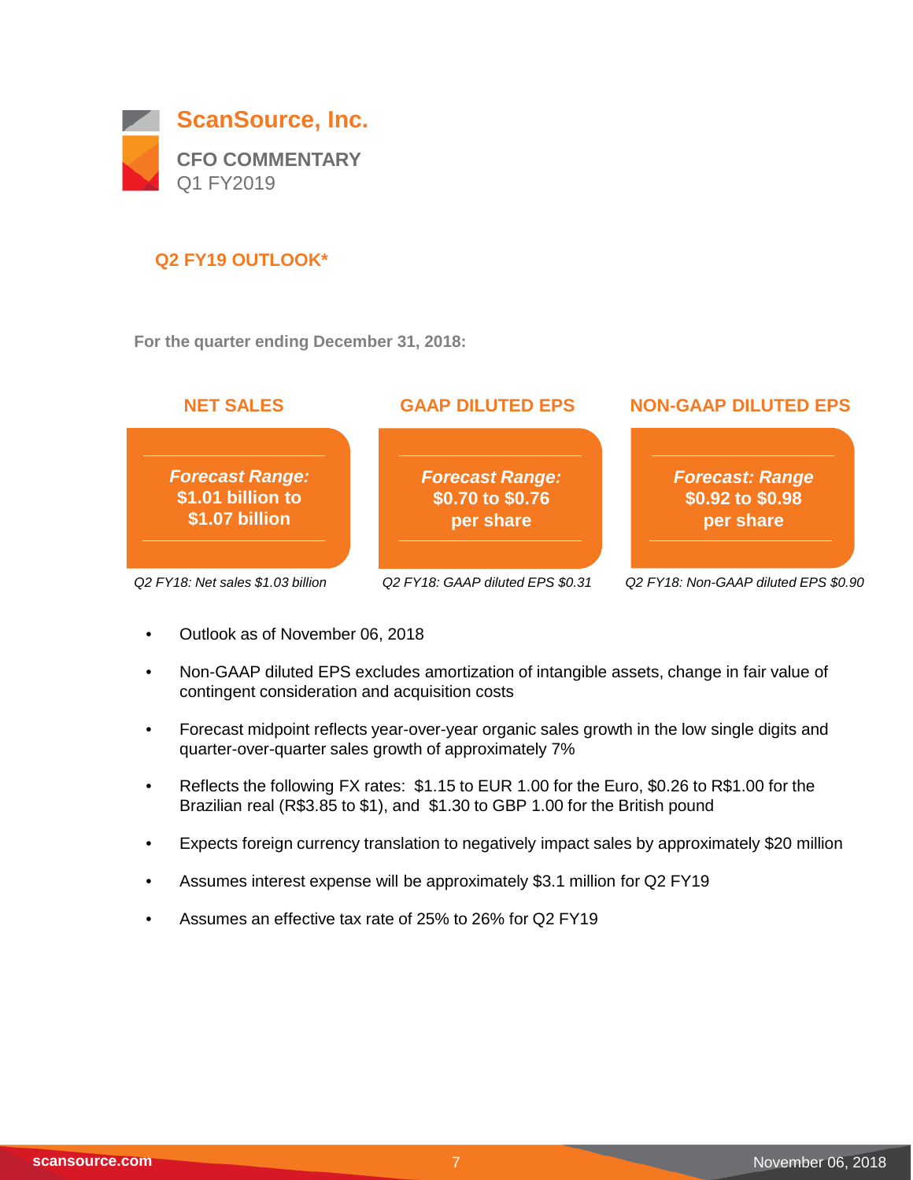# ScanSource, Inc.

**CFO COMMENTARY**
Q1 FY2019

## Q2 FY19 OUTLOOK*

**For the quarter ending December 31, 2018:**

| NET SALES | GAAP DILUTED EPS | NON-GAAP DILUTED EPS |
|---|---|---|
| ***Forecast Range:*** **$1.01 billion to $1.07 billion** | ***Forecast Range:*** **$0.70 to $0.76 per share** | ***Forecast: Range*** **$0.92 to $0.98 per share** |
| *Q2 FY18: Net sales $1.03 billion* | *Q2 FY18: GAAP diluted EPS $0.31* | *Q2 FY18: Non-GAAP diluted EPS $0.90* |

- Outlook as of November 06, 2018
- Non-GAAP diluted EPS excludes amortization of intangible assets, change in fair value of contingent consideration and acquisition costs
- Forecast midpoint reflects year-over-year organic sales growth in the low single digits and quarter-over-quarter sales growth of approximately 7%
- Reflects the following FX rates: $1.15 to EUR 1.00 for the Euro, $0.26 to R$1.00 for the Brazilian real (R$3.85 to $1), and $1.30 to GBP 1.00 for the British pound
- Expects foreign currency translation to negatively impact sales by approximately $20 million
- Assumes interest expense will be approximately $3.1 million for Q2 FY19
- Assumes an effective tax rate of 25% to 26% for Q2 FY19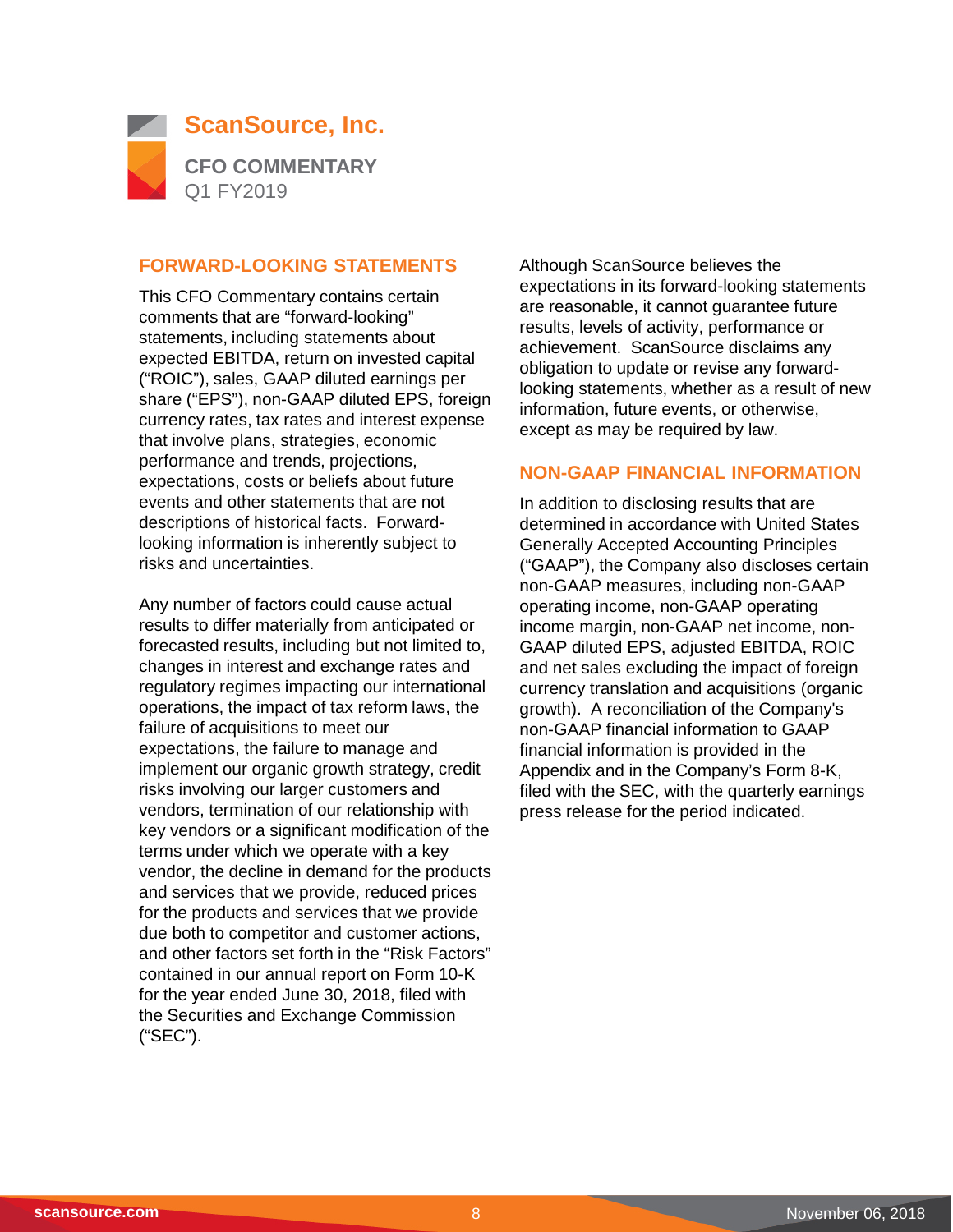## FORWARD-LOOKING STATEMENTS

This CFO Commentary contains certain comments that are "forward-looking" statements, including statements about expected EBITDA, return on invested capital ("ROIC"), sales, GAAP diluted earnings per share ("EPS"), non-GAAP diluted EPS, foreign currency rates, tax rates and interest expense that involve plans, strategies, economic performance and trends, projections, expectations, costs or beliefs about future events and other statements that are not descriptions of historical facts. Forward-looking information is inherently subject to risks and uncertainties.

Any number of factors could cause actual results to differ materially from anticipated or forecasted results, including but not limited to, changes in interest and exchange rates and regulatory regimes impacting our international operations, the impact of tax reform laws, the failure of acquisitions to meet our expectations, the failure to manage and implement our organic growth strategy, credit risks involving our larger customers and vendors, termination of our relationship with key vendors or a significant modification of the terms under which we operate with a key vendor, the decline in demand for the products and services that we provide, reduced prices for the products and services that we provide due both to competitor and customer actions, and other factors set forth in the "Risk Factors" contained in our annual report on Form 10-K for the year ended June 30, 2018, filed with the Securities and Exchange Commission ("SEC").

Although ScanSource believes the expectations in its forward-looking statements are reasonable, it cannot guarantee future results, levels of activity, performance or achievement. ScanSource disclaims any obligation to update or revise any forward-looking statements, whether as a result of new information, future events, or otherwise, except as may be required by law.

## NON-GAAP FINANCIAL INFORMATION

In addition to disclosing results that are determined in accordance with United States Generally Accepted Accounting Principles ("GAAP"), the Company also discloses certain non-GAAP measures, including non-GAAP operating income, non-GAAP operating income margin, non-GAAP net income, non-GAAP diluted EPS, adjusted EBITDA, ROIC and net sales excluding the impact of foreign currency translation and acquisitions (organic growth). A reconciliation of the Company's non-GAAP financial information to GAAP financial information is provided in the Appendix and in the Company's Form 8-K, filed with the SEC, with the quarterly earnings press release for the period indicated.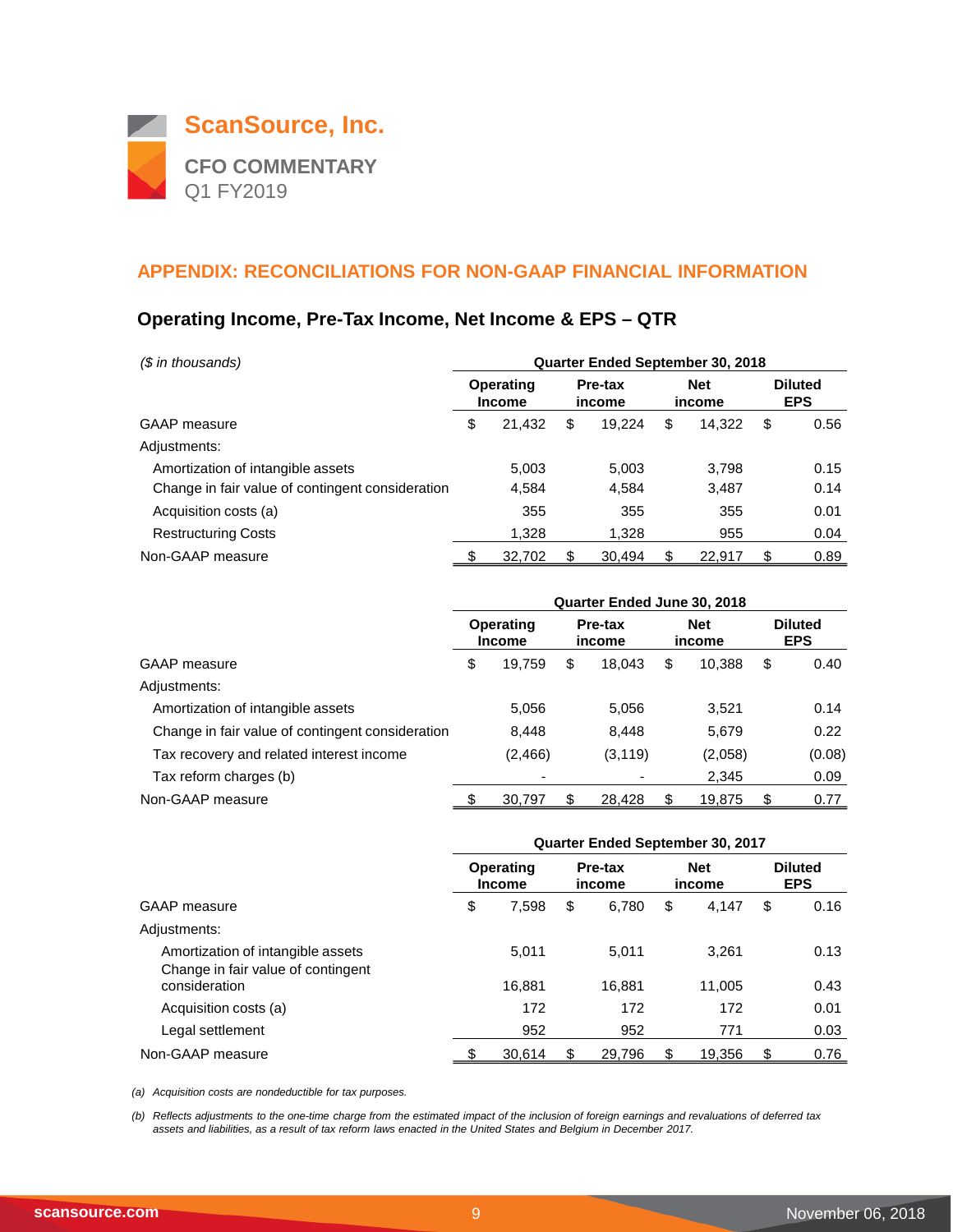# ScanSource, Inc.

**CFO COMMENTARY**
Q1 FY2019

## APPENDIX: RECONCILIATIONS FOR NON-GAAP FINANCIAL INFORMATION

### Operating Income, Pre-Tax Income, Net Income & EPS – QTR

*($ in thousands)*

| | Quarter Ended September 30, 2018 | | | |
|---|---|---|---|---|
| | **Operating Income** | **Pre-tax income** | **Net income** | **Diluted EPS** |
| GAAP measure | $ 21,432 | $ 19,224 | $ 14,322 | $ 0.56 |
| Adjustments: | | | | |
| Amortization of intangible assets | 5,003 | 5,003 | 3,798 | 0.15 |
| Change in fair value of contingent consideration | 4,584 | 4,584 | 3,487 | 0.14 |
| Acquisition costs (a) | 355 | 355 | 355 | 0.01 |
| Restructuring Costs | 1,328 | 1,328 | 955 | 0.04 |
| Non-GAAP measure | $ 32,702 | $ 30,494 | $ 22,917 | $ 0.89 |

| | Quarter Ended June 30, 2018 | | | |
|---|---|---|---|---|
| | **Operating Income** | **Pre-tax income** | **Net income** | **Diluted EPS** |
| GAAP measure | $ 19,759 | $ 18,043 | $ 10,388 | $ 0.40 |
| Adjustments: | | | | |
| Amortization of intangible assets | 5,056 | 5,056 | 3,521 | 0.14 |
| Change in fair value of contingent consideration | 8,448 | 8,448 | 5,679 | 0.22 |
| Tax recovery and related interest income | (2,466) | (3,119) | (2,058) | (0.08) |
| Tax reform charges (b) | - | - | 2,345 | 0.09 |
| Non-GAAP measure | $ 30,797 | $ 28,428 | $ 19,875 | $ 0.77 |

| | Quarter Ended September 30, 2017 | | | |
|---|---|---|---|---|
| | **Operating Income** | **Pre-tax income** | **Net income** | **Diluted EPS** |
| GAAP measure | $ 7,598 | $ 6,780 | $ 4,147 | $ 0.16 |
| Adjustments: | | | | |
| Amortization of intangible assets | 5,011 | 5,011 | 3,261 | 0.13 |
| Change in fair value of contingent consideration | 16,881 | 16,881 | 11,005 | 0.43 |
| Acquisition costs (a) | 172 | 172 | 172 | 0.01 |
| Legal settlement | 952 | 952 | 771 | 0.03 |
| Non-GAAP measure | $ 30,614 | $ 29,796 | $ 19,356 | $ 0.76 |

*(a) Acquisition costs are nondeductible for tax purposes.*

*(b) Reflects adjustments to the one-time charge from the estimated impact of the inclusion of foreign earnings and revaluations of deferred tax assets and liabilities, as a result of tax reform laws enacted in the United States and Belgium in December 2017.*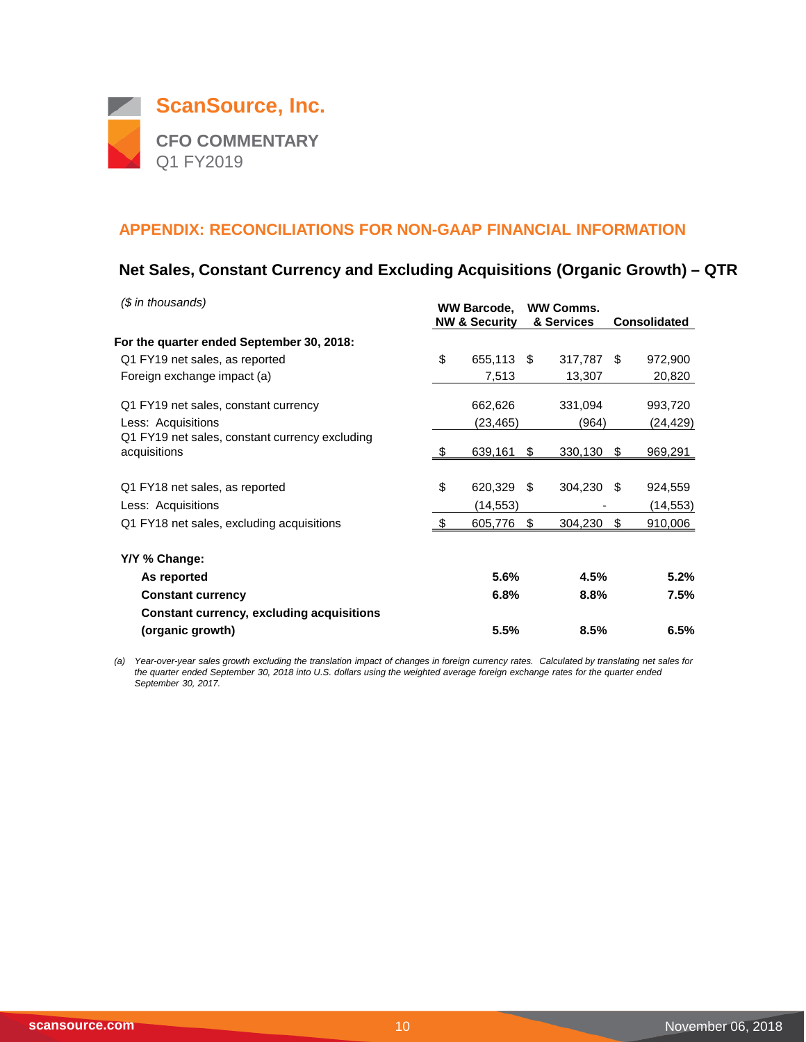# ScanSource, Inc.

**CFO COMMENTARY**
Q1 FY2019

## APPENDIX: RECONCILIATIONS FOR NON-GAAP FINANCIAL INFORMATION

### Net Sales, Constant Currency and Excluding Acquisitions (Organic Growth) – QTR

*($ in thousands)*

| | WW Barcode, NW & Security | WW Comms. & Services | Consolidated |
|---|---|---|---|
| **For the quarter ended September 30, 2018:** | | | |
| Q1 FY19 net sales, as reported | $ 655,113 | $ 317,787 | $ 972,900 |
| Foreign exchange impact (a) | 7,513 | 13,307 | 20,820 |
| Q1 FY19 net sales, constant currency | 662,626 | 331,094 | 993,720 |
| Less: Acquisitions | (23,465) | (964) | (24,429) |
| Q1 FY19 net sales, constant currency excluding acquisitions | $ 639,161 | $ 330,130 | $ 969,291 |
| Q1 FY18 net sales, as reported | $ 620,329 | $ 304,230 | $ 924,559 |
| Less: Acquisitions | (14,553) | - | (14,553) |
| Q1 FY18 net sales, excluding acquisitions | $ 605,776 | $ 304,230 | $ 910,006 |
| **Y/Y % Change:** | | | |
| **As reported** | **5.6%** | **4.5%** | **5.2%** |
| **Constant currency** | **6.8%** | **8.8%** | **7.5%** |
| **Constant currency, excluding acquisitions (organic growth)** | **5.5%** | **8.5%** | **6.5%** |

*(a) Year-over-year sales growth excluding the translation impact of changes in foreign currency rates. Calculated by translating net sales for the quarter ended September 30, 2018 into U.S. dollars using the weighted average foreign exchange rates for the quarter ended September 30, 2017.*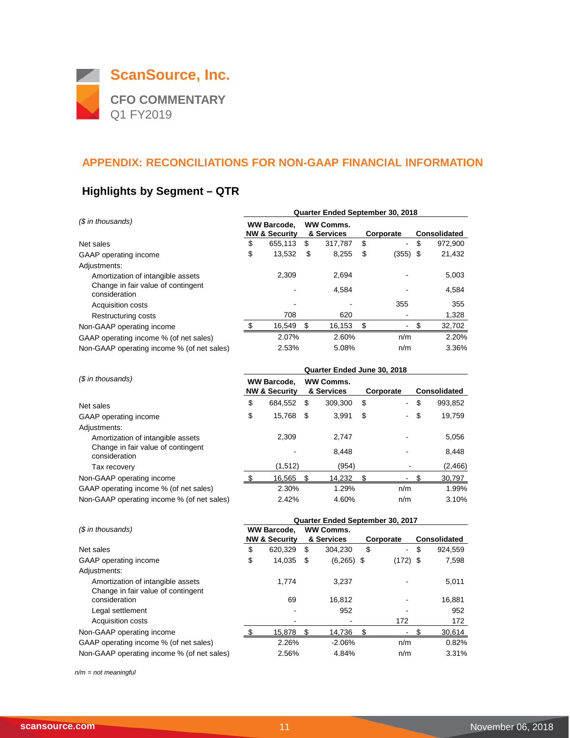# ScanSource, Inc.

**CFO COMMENTARY**
Q1 FY2019

## APPENDIX: RECONCILIATIONS FOR NON-GAAP FINANCIAL INFORMATION

### Highlights by Segment – QTR

| *($ in thousands)* | Quarter Ended September 30, 2018 | | | |
|---|---|---|---|---|
| | WW Barcode, NW & Security | WW Comms. & Services | Corporate | Consolidated |
| Net sales | $ 655,113 | $ 317,787 | $ - | $ 972,900 |
| GAAP operating income | $ 13,532 | $ 8,255 | $ (355) | $ 21,432 |
| Adjustments: | | | | |
| Amortization of intangible assets | 2,309 | 2,694 | - | 5,003 |
| Change in fair value of contingent consideration | - | 4,584 | - | 4,584 |
| Acquisition costs | - | - | 355 | 355 |
| Restructuring costs | 708 | 620 | - | 1,328 |
| Non-GAAP operating income | $ 16,549 | $ 16,153 | $ - | $ 32,702 |
| GAAP operating income % (of net sales) | 2.07% | 2.60% | n/m | 2.20% |
| Non-GAAP operating income % (of net sales) | 2.53% | 5.08% | n/m | 3.36% |

| *($ in thousands)* | Quarter Ended June 30, 2018 | | | |
|---|---|---|---|---|
| | WW Barcode, NW & Security | WW Comms. & Services | Corporate | Consolidated |
| Net sales | $ 684,552 | $ 309,300 | $ - | $ 993,852 |
| GAAP operating income | $ 15,768 | $ 3,991 | $ - | $ 19,759 |
| Adjustments: | | | | |
| Amortization of intangible assets | 2,309 | 2,747 | - | 5,056 |
| Change in fair value of contingent consideration | - | 8,448 | - | 8,448 |
| Tax recovery | (1,512) | (954) | - | (2,466) |
| Non-GAAP operating income | $ 16,565 | $ 14,232 | $ - | $ 30,797 |
| GAAP operating income % (of net sales) | 2.30% | 1.29% | n/m | 1.99% |
| Non-GAAP operating income % (of net sales) | 2.42% | 4.60% | n/m | 3.10% |

| *($ in thousands)* | Quarter Ended September 30, 2017 | | | |
|---|---|---|---|---|
| | WW Barcode, NW & Security | WW Comms. & Services | Corporate | Consolidated |
| Net sales | $ 620,329 | $ 304,230 | $ - | $ 924,559 |
| GAAP operating income | $ 14,035 | $ (6,265) | $ (172) | $ 7,598 |
| Adjustments: | | | | |
| Amortization of intangible assets | 1,774 | 3,237 | - | 5,011 |
| Change in fair value of contingent consideration | 69 | 16,812 | - | 16,881 |
| Legal settlement | - | 952 | - | 952 |
| Acquisition costs | - | - | 172 | 172 |
| Non-GAAP operating income | $ 15,878 | $ 14,736 | $ - | $ 30,614 |
| GAAP operating income % (of net sales) | 2.26% | -2.06% | n/m | 0.82% |
| Non-GAAP operating income % (of net sales) | 2.56% | 4.84% | n/m | 3.31% |

*n/m = not meaningful*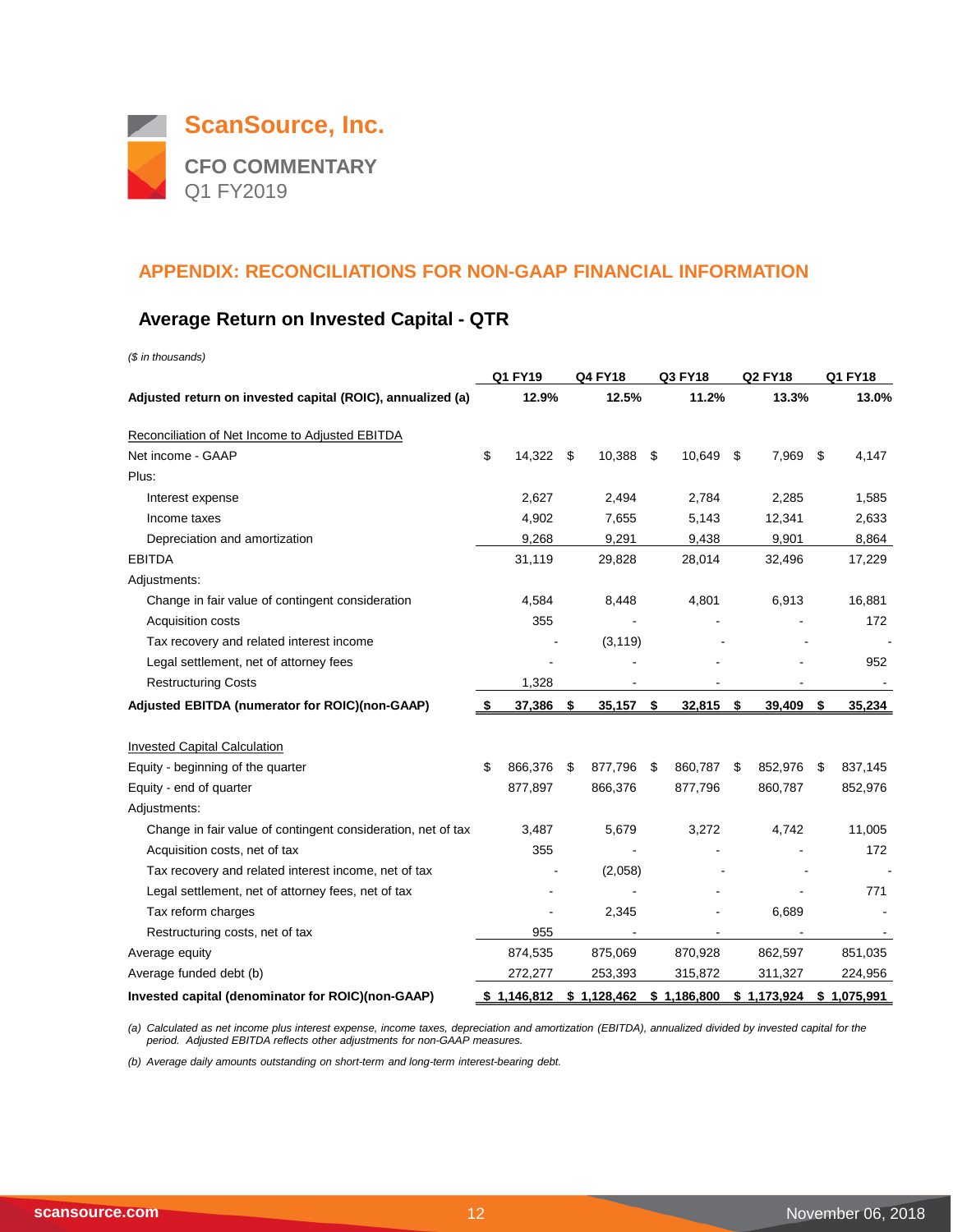# ScanSource, Inc.

**CFO COMMENTARY**
Q1 FY2019

## APPENDIX: RECONCILIATIONS FOR NON-GAAP FINANCIAL INFORMATION

### Average Return on Invested Capital - QTR

*($ in thousands)*

| | Q1 FY19 | Q4 FY18 | Q3 FY18 | Q2 FY18 | Q1 FY18 |
|---|---|---|---|---|---|
| **Adjusted return on invested capital (ROIC), annualized (a)** | **12.9%** | **12.5%** | **11.2%** | **13.3%** | **13.0%** |
| Reconciliation of Net Income to Adjusted EBITDA | | | | | |
| Net income - GAAP | $ 14,322 | $ 10,388 | $ 10,649 | $ 7,969 | $ 4,147 |
| Plus: | | | | | |
| Interest expense | 2,627 | 2,494 | 2,784 | 2,285 | 1,585 |
| Income taxes | 4,902 | 7,655 | 5,143 | 12,341 | 2,633 |
| Depreciation and amortization | 9,268 | 9,291 | 9,438 | 9,901 | 8,864 |
| EBITDA | 31,119 | 29,828 | 28,014 | 32,496 | 17,229 |
| Adjustments: | | | | | |
| Change in fair value of contingent consideration | 4,584 | 8,448 | 4,801 | 6,913 | 16,881 |
| Acquisition costs | 355 | - | - | - | 172 |
| Tax recovery and related interest income | - | (3,119) | - | - | - |
| Legal settlement, net of attorney fees | - | - | - | - | 952 |
| Restructuring Costs | 1,328 | - | - | - | - |
| **Adjusted EBITDA (numerator for ROIC)(non-GAAP)** | **$ 37,386** | **$ 35,157** | **$ 32,815** | **$ 39,409** | **$ 35,234** |
| Invested Capital Calculation | | | | | |
| Equity - beginning of the quarter | $ 866,376 | $ 877,796 | $ 860,787 | $ 852,976 | $ 837,145 |
| Equity - end of quarter | 877,897 | 866,376 | 877,796 | 860,787 | 852,976 |
| Adjustments: | | | | | |
| Change in fair value of contingent consideration, net of tax | 3,487 | 5,679 | 3,272 | 4,742 | 11,005 |
| Acquisition costs, net of tax | 355 | - | - | - | 172 |
| Tax recovery and related interest income, net of tax | - | (2,058) | - | - | - |
| Legal settlement, net of attorney fees, net of tax | - | - | - | - | 771 |
| Tax reform charges | - | 2,345 | - | 6,689 | - |
| Restructuring costs, net of tax | 955 | - | - | - | - |
| Average equity | 874,535 | 875,069 | 870,928 | 862,597 | 851,035 |
| Average funded debt (b) | 272,277 | 253,393 | 315,872 | 311,327 | 224,956 |
| **Invested capital (denominator for ROIC)(non-GAAP)** | **$ 1,146,812** | **$ 1,128,462** | **$ 1,186,800** | **$ 1,173,924** | **$ 1,075,991** |

*(a) Calculated as net income plus interest expense, income taxes, depreciation and amortization (EBITDA), annualized divided by invested capital for the period. Adjusted EBITDA reflects other adjustments for non-GAAP measures.*

*(b) Average daily amounts outstanding on short-term and long-term interest-bearing debt.*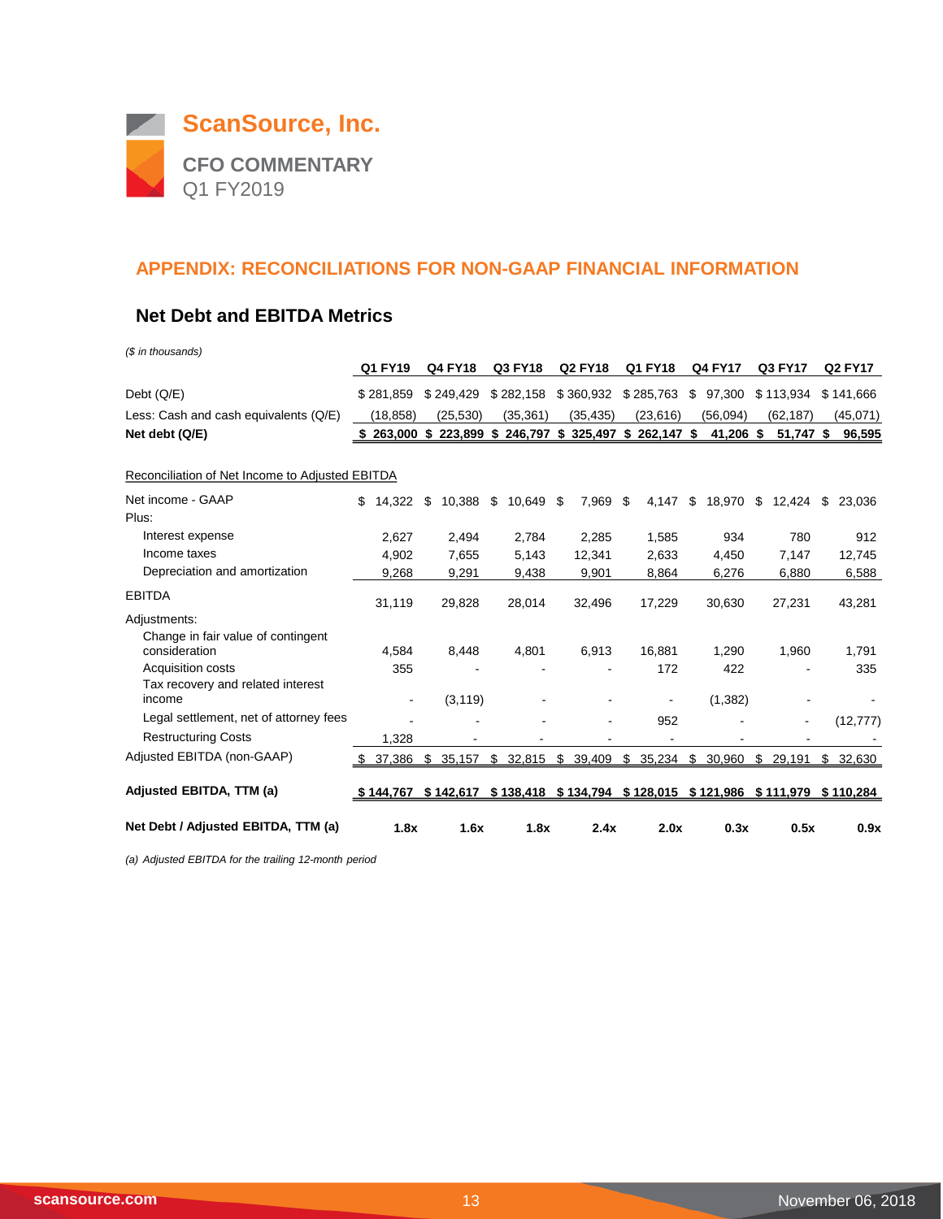# ScanSource, Inc.

**CFO COMMENTARY**
Q1 FY2019

## APPENDIX: RECONCILIATIONS FOR NON-GAAP FINANCIAL INFORMATION

### Net Debt and EBITDA Metrics

*($ in thousands)*

| | Q1 FY19 | Q4 FY18 | Q3 FY18 | Q2 FY18 | Q1 FY18 | Q4 FY17 | Q3 FY17 | Q2 FY17 |
|---|---|---|---|---|---|---|---|---|
| Debt (Q/E) | $ 281,859 | $ 249,429 | $ 282,158 | $ 360,932 | $ 285,763 | $ 97,300 | $ 113,934 | $ 141,666 |
| Less: Cash and cash equivalents (Q/E) | (18,858) | (25,530) | (35,361) | (35,435) | (23,616) | (56,094) | (62,187) | (45,071) |
| **Net debt (Q/E)** | **$ 263,000** | **$ 223,899** | **$ 246,797** | **$ 325,497** | **$ 262,147** | **$ 41,206** | **$ 51,747** | **$ 96,595** |

Reconciliation of Net Income to Adjusted EBITDA

| | Q1 FY19 | Q4 FY18 | Q3 FY18 | Q2 FY18 | Q1 FY18 | Q4 FY17 | Q3 FY17 | Q2 FY17 |
|---|---|---|---|---|---|---|---|---|
| Net income - GAAP | $ 14,322 | $ 10,388 | $ 10,649 | $ 7,969 | $ 4,147 | $ 18,970 | $ 12,424 | $ 23,036 |
| Plus: | | | | | | | | |
| Interest expense | 2,627 | 2,494 | 2,784 | 2,285 | 1,585 | 934 | 780 | 912 |
| Income taxes | 4,902 | 7,655 | 5,143 | 12,341 | 2,633 | 4,450 | 7,147 | 12,745 |
| Depreciation and amortization | 9,268 | 9,291 | 9,438 | 9,901 | 8,864 | 6,276 | 6,880 | 6,588 |
| EBITDA | 31,119 | 29,828 | 28,014 | 32,496 | 17,229 | 30,630 | 27,231 | 43,281 |
| Adjustments: | | | | | | | | |
| Change in fair value of contingent consideration | 4,584 | 8,448 | 4,801 | 6,913 | 16,881 | 1,290 | 1,960 | 1,791 |
| Acquisition costs | 355 | - | - | - | 172 | 422 | - | 335 |
| Tax recovery and related interest income | - | (3,119) | - | - | - | (1,382) | - | - |
| Legal settlement, net of attorney fees | - | - | - | - | 952 | - | - | (12,777) |
| Restructuring Costs | 1,328 | - | - | - | - | - | - | - |
| Adjusted EBITDA (non-GAAP) | $ 37,386 | $ 35,157 | $ 32,815 | $ 39,409 | $ 35,234 | $ 30,960 | $ 29,191 | $ 32,630 |
| **Adjusted EBITDA, TTM (a)** | **$ 144,767** | **$ 142,617** | **$ 138,418** | **$ 134,794** | **$ 128,015** | **$ 121,986** | **$ 111,979** | **$ 110,284** |
| **Net Debt / Adjusted EBITDA, TTM (a)** | **1.8x** | **1.6x** | **1.8x** | **2.4x** | **2.0x** | **0.3x** | **0.5x** | **0.9x** |

*(a) Adjusted EBITDA for the trailing 12-month period*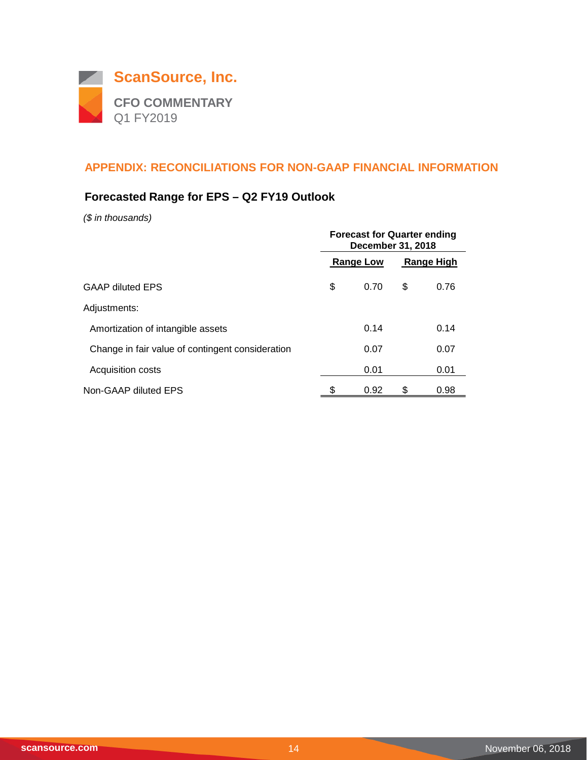ScanSource, Inc.

CFO COMMENTARY
Q1 FY2019

## APPENDIX: RECONCILIATIONS FOR NON-GAAP FINANCIAL INFORMATION

### Forecasted Range for EPS – Q2 FY19 Outlook

*($ in thousands)*

| | Forecast for Quarter ending December 31, 2018 | |
|---|---|---|
| | Range Low | Range High |
| GAAP diluted EPS | $ 0.70 | $ 0.76 |
| Adjustments: | | |
| Amortization of intangible assets | 0.14 | 0.14 |
| Change in fair value of contingent consideration | 0.07 | 0.07 |
| Acquisition costs | 0.01 | 0.01 |
| Non-GAAP diluted EPS | $ 0.92 | $ 0.98 |